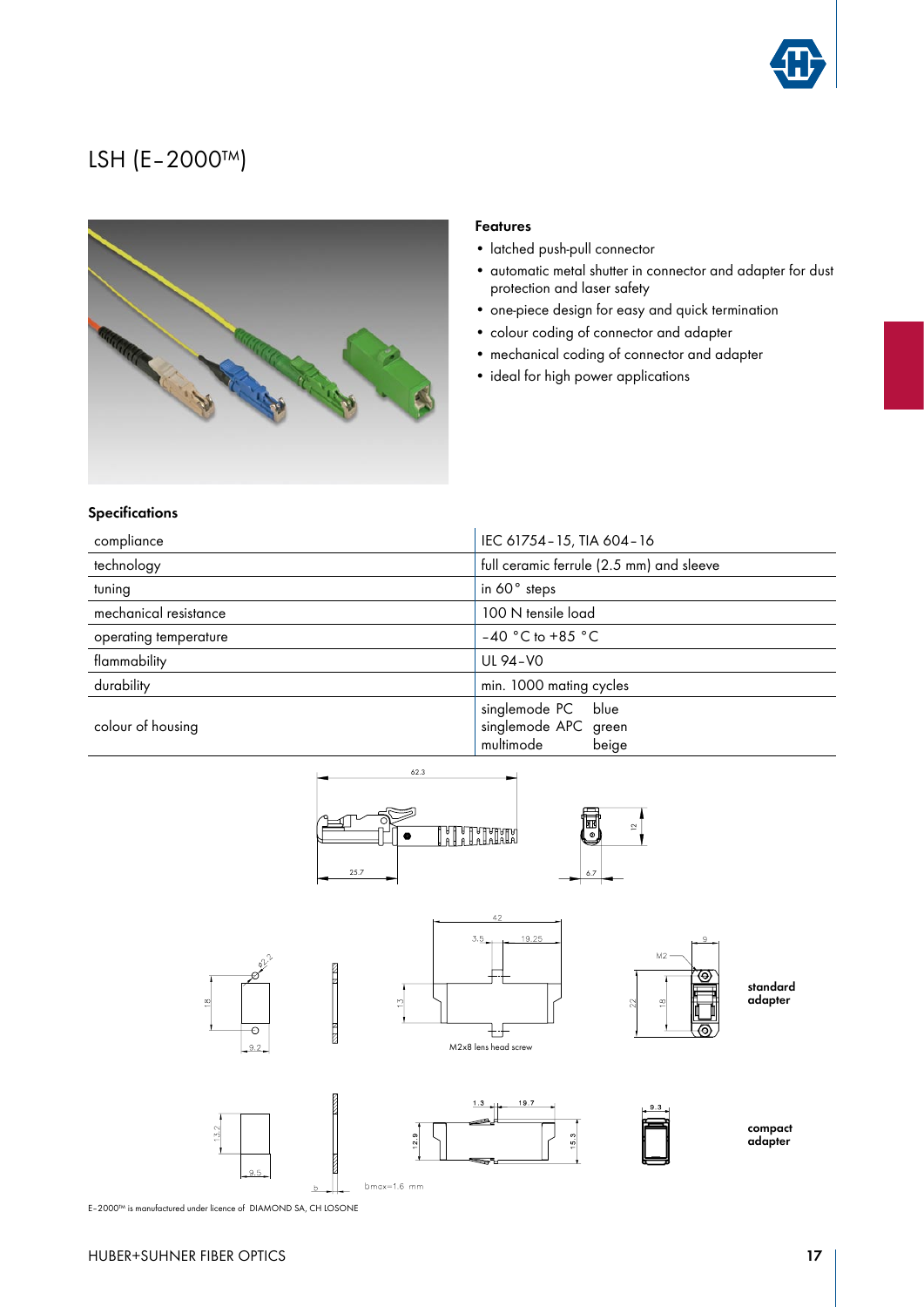# LSH (E-2000™)

### Features

- latched push-pull connector
- automatic metal shutter in connector and adapter for dust protection and laser safety
- one-piece design for easy and quick termination
- colour coding of connector and adapter
- mechanical coding of connector and adapter
- ideal for high power applications

### Specifications

| | |
|---|---|
| compliance | IEC 61754-15, TIA 604-16 |
| technology | full ceramic ferrule (2.5 mm) and sleeve |
| tuning | in 60° steps |
| mechanical resistance | 100 N tensile load |
| operating temperature | -40 °C to +85 °C |
| flammability | UL 94-V0 |
| durability | min. 1000 mating cycles |
| colour of housing | singlemode PC blue<br>singlemode APC green<br>multimode beige |

62.3

25.7

12

6.7

42

3.5

19.25

Ø2.2

18

13

9.2

M2x8 lens head screw

M2

9

22

18

**standard adapter**

1.3

19.7

13.2

12.9

15.3

9.5

9.3

b

bmax=1.6 mm

**compact adapter**

E-2000™ is manufactured under licence of DIAMOND SA, CH LOSONE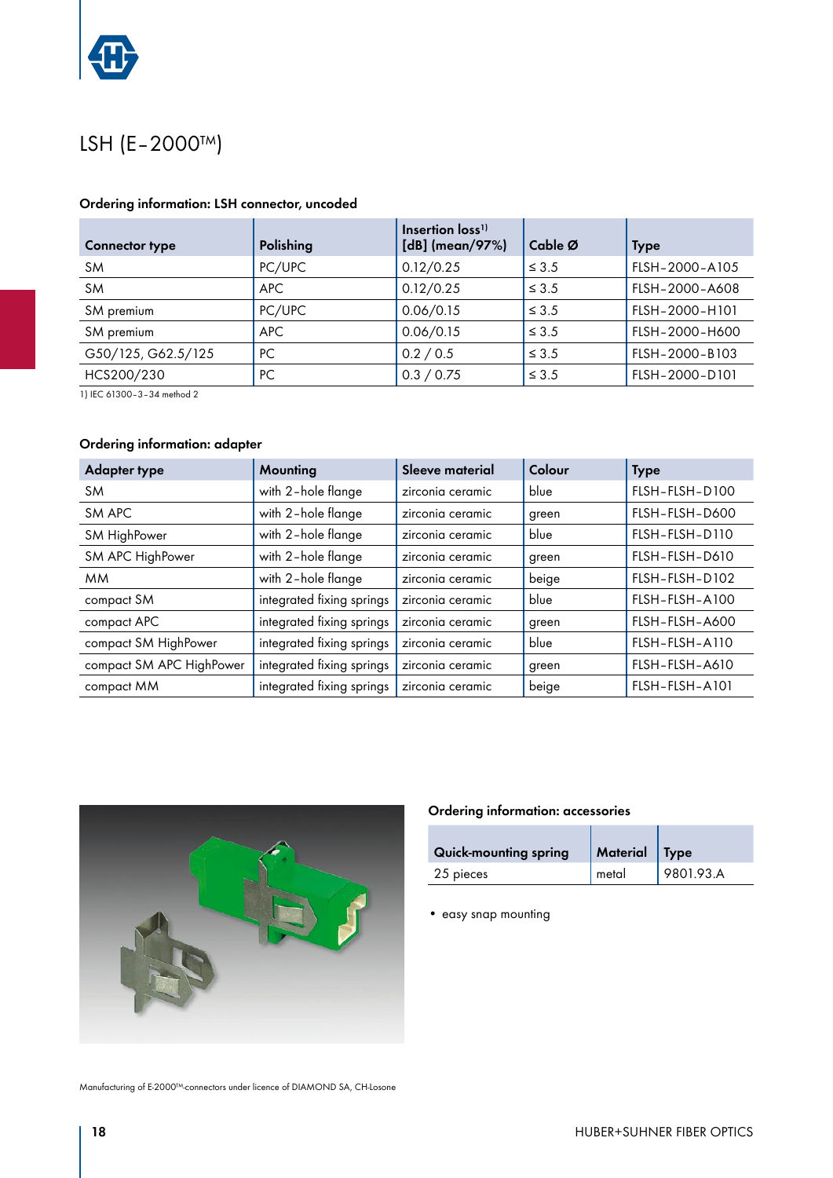# LSH (E-2000™)

**Ordering information: LSH connector, uncoded**

| Connector type | Polishing | Insertion loss[1) ] [dB] (mean/97%) | Cable Ø | Type |
|---|---|---|---|---|
| SM | PC/UPC | 0.12/0.25 | ≤ 3.5 | FLSH-2000-A105 |
| SM | APC | 0.12/0.25 | ≤ 3.5 | FLSH-2000-A608 |
| SM premium | PC/UPC | 0.06/0.15 | ≤ 3.5 | FLSH-2000-H101 |
| SM premium | APC | 0.06/0.15 | ≤ 3.5 | FLSH-2000-H600 |
| G50/125, G62.5/125 | PC | 0.2 / 0.5 | ≤ 3.5 | FLSH-2000-B103 |
| HCS200/230 | PC | 0.3 / 0.75 | ≤ 3.5 | FLSH-2000-D101 |

1) IEC 61300-3-34 method 2

**Ordering information: adapter**

| Adapter type | Mounting | Sleeve material | Colour | Type |
|---|---|---|---|---|
| SM | with 2-hole flange | zirconia ceramic | blue | FLSH-FLSH-D100 |
| SM APC | with 2-hole flange | zirconia ceramic | green | FLSH-FLSH-D600 |
| SM HighPower | with 2-hole flange | zirconia ceramic | blue | FLSH-FLSH-D110 |
| SM APC HighPower | with 2-hole flange | zirconia ceramic | green | FLSH-FLSH-D610 |
| MM | with 2-hole flange | zirconia ceramic | beige | FLSH-FLSH-D102 |
| compact SM | integrated fixing springs | zirconia ceramic | blue | FLSH-FLSH-A100 |
| compact APC | integrated fixing springs | zirconia ceramic | green | FLSH-FLSH-A600 |
| compact SM HighPower | integrated fixing springs | zirconia ceramic | blue | FLSH-FLSH-A110 |
| compact SM APC HighPower | integrated fixing springs | zirconia ceramic | green | FLSH-FLSH-A610 |
| compact MM | integrated fixing springs | zirconia ceramic | beige | FLSH-FLSH-A101 |

**Ordering information: accessories**

| Quick-mounting spring | Material | Type |
|---|---|---|
| 25 pieces | metal | 9801.93.A |

- easy snap mounting

Manufacturing of E-2000™-connectors under licence of DIAMOND SA, CH-Losone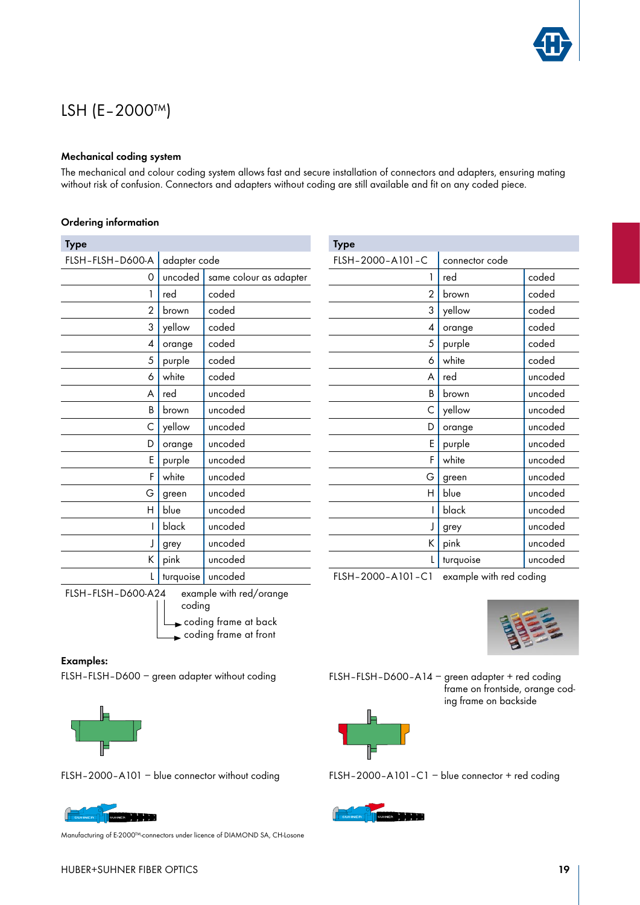# LSH (E-2000™)

### Mechanical coding system

The mechanical and colour coding system allows fast and secure installation of connectors and adapters, ensuring mating without risk of confusion. Connectors and adapters without coding are still available and fit on any coded piece.

### Ordering information

| Type | | |
|---|---|---|
| FLSH-FLSH-D600-A | adapter code | |
| 0 | uncoded | same colour as adapter |
| 1 | red | coded |
| 2 | brown | coded |
| 3 | yellow | coded |
| 4 | orange | coded |
| 5 | purple | coded |
| 6 | white | coded |
| A | red | uncoded |
| B | brown | uncoded |
| C | yellow | uncoded |
| D | orange | uncoded |
| E | purple | uncoded |
| F | white | uncoded |
| G | green | uncoded |
| H | blue | uncoded |
| I | black | uncoded |
| J | grey | uncoded |
| K | pink | uncoded |
| L | turquoise | uncoded |

FLSH-FLSH-D600-A24 example with red/orange coding
- 4: coding frame at back
- 2: coding frame at front

| Type | | |
|---|---|---|
| FLSH-2000-A101-C | connector code | |
| 1 | red | coded |
| 2 | brown | coded |
| 3 | yellow | coded |
| 4 | orange | coded |
| 5 | purple | coded |
| 6 | white | coded |
| A | red | uncoded |
| B | brown | uncoded |
| C | yellow | uncoded |
| D | orange | uncoded |
| E | purple | uncoded |
| F | white | uncoded |
| G | green | uncoded |
| H | blue | uncoded |
| I | black | uncoded |
| J | grey | uncoded |
| K | pink | uncoded |
| L | turquoise | uncoded |

FLSH-2000-A101-C1 example with red coding

### Examples:

FLSH-FLSH-D600 – green adapter without coding

FLSH-FLSH-D600-A14 – green adapter + red coding frame on frontside, orange coding frame on backside

FLSH-2000-A101 – blue connector without coding

FLSH-2000-A101-C1 – blue connector + red coding

Manufacturing of E-2000™-connectors under licence of DIAMOND SA, CH-Losone